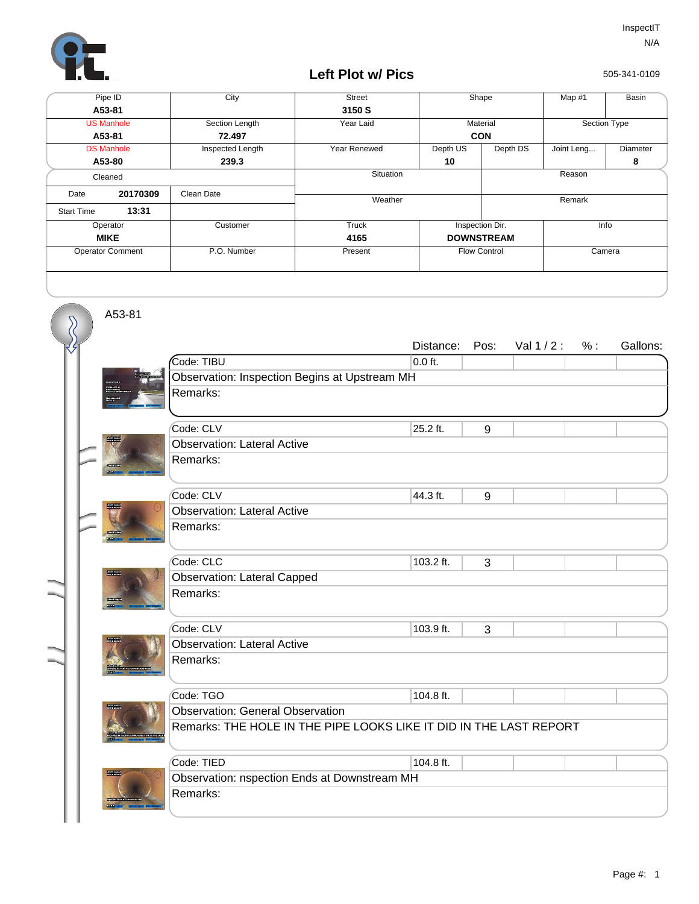InspectIT
N/A

# Left Plot w/ Pics

505-341-0109

| Pipe ID | City | Street | Shape | | Map #1 | Basin |
|---|---|---|---|---|---|---|
| **A53-81** | | **3150 S** | | | | |
| US Manhole | Section Length | Year Laid | Material | | Section Type | |
| **A53-81** | **72.497** | | **CON** | | | |
| DS Manhole | Inspected Length | Year Renewed | Depth US | Depth DS | Joint Leng... | Diameter |
| **A53-80** | **239.3** | | **10** | | | **8** |

| Cleaned | | Situation | Reason |
|---|---|---|---|
| Date **20170309** | Clean Date | Weather | Remark |
| Start Time **13:31** | | | |

| Operator | Customer | Truck | Inspection Dir. | Info |
|---|---|---|---|---|
| **MIKE** | | **4165** | **DOWNSTREAM** | |
| Operator Comment | P.O. Number | Present | Flow Control | Camera |

A53-81

| Code | Distance: | Pos: | Val 1 / 2 : | % : | Gallons: |
|---|---|---|---|---|---|
| Code: TIBU | 0.0 ft. | | | | |
| Observation: Inspection Begins at Upstream MH | | | | | |
| Remarks: | | | | | |
| Code: CLV | 25.2 ft. | 9 | | | |
| Observation: Lateral Active | | | | | |
| Remarks: | | | | | |
| Code: CLV | 44.3 ft. | 9 | | | |
| Observation: Lateral Active | | | | | |
| Remarks: | | | | | |
| Code: CLC | 103.2 ft. | 3 | | | |
| Observation: Lateral Capped | | | | | |
| Remarks: | | | | | |
| Code: CLV | 103.9 ft. | 3 | | | |
| Observation: Lateral Active | | | | | |
| Remarks: | | | | | |
| Code: TGO | 104.8 ft. | | | | |
| Observation: General Observation | | | | | |
| Remarks: THE HOLE IN THE PIPE LOOKS LIKE IT DID IN THE LAST REPORT | | | | | |
| Code: TIED | 104.8 ft. | | | | |
| Observation: nspection Ends at Downstream MH | | | | | |
| Remarks: | | | | | |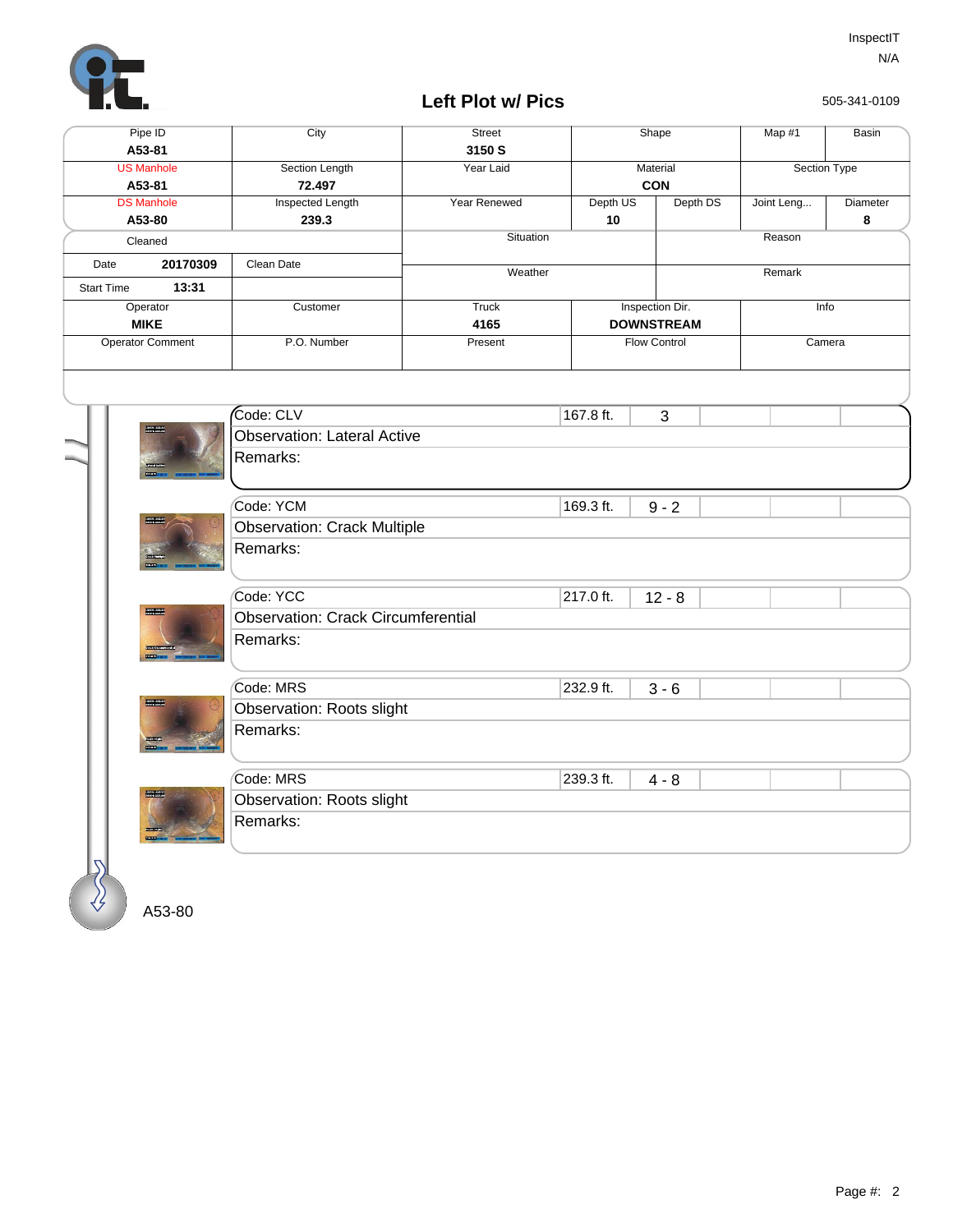InspectIT
N/A

# Left Plot w/ Pics

505-341-0109

| Pipe ID | City | Street | Shape | Map #1 | Basin |
|---|---|---|---|---|---|
| A53-81 | | 3150 S | | | |
| US Manhole | Section Length | Year Laid | Material | Section Type | |
| A53-81 | 72.497 | | CON | | |
| DS Manhole | Inspected Length | Year Renewed | Depth US | Depth DS | Joint Leng... | Diameter |
| A53-80 | 239.3 | | 10 | | | 8 |

| Cleaned | | Situation | Reason |
|---|---|---|---|
| Date 20170309 | Clean Date | Weather | Remark |
| Start Time 13:31 | | | |

| Operator | Customer | Truck | Inspection Dir. | Info |
|---|---|---|---|---|
| MIKE | | 4165 | DOWNSTREAM | |
| Operator Comment | P.O. Number | Present | Flow Control | Camera |

| Code | Distance | Clock | Observation | Remarks |
|---|---|---|---|---|
| CLV | 167.8 ft. | 3 | Lateral Active | |
| YCM | 169.3 ft. | 9 - 2 | Crack Multiple | |
| YCC | 217.0 ft. | 12 - 8 | Crack Circumferential | |
| MRS | 232.9 ft. | 3 - 6 | Roots slight | |
| MRS | 239.3 ft. | 4 - 8 | Roots slight | |

A53-80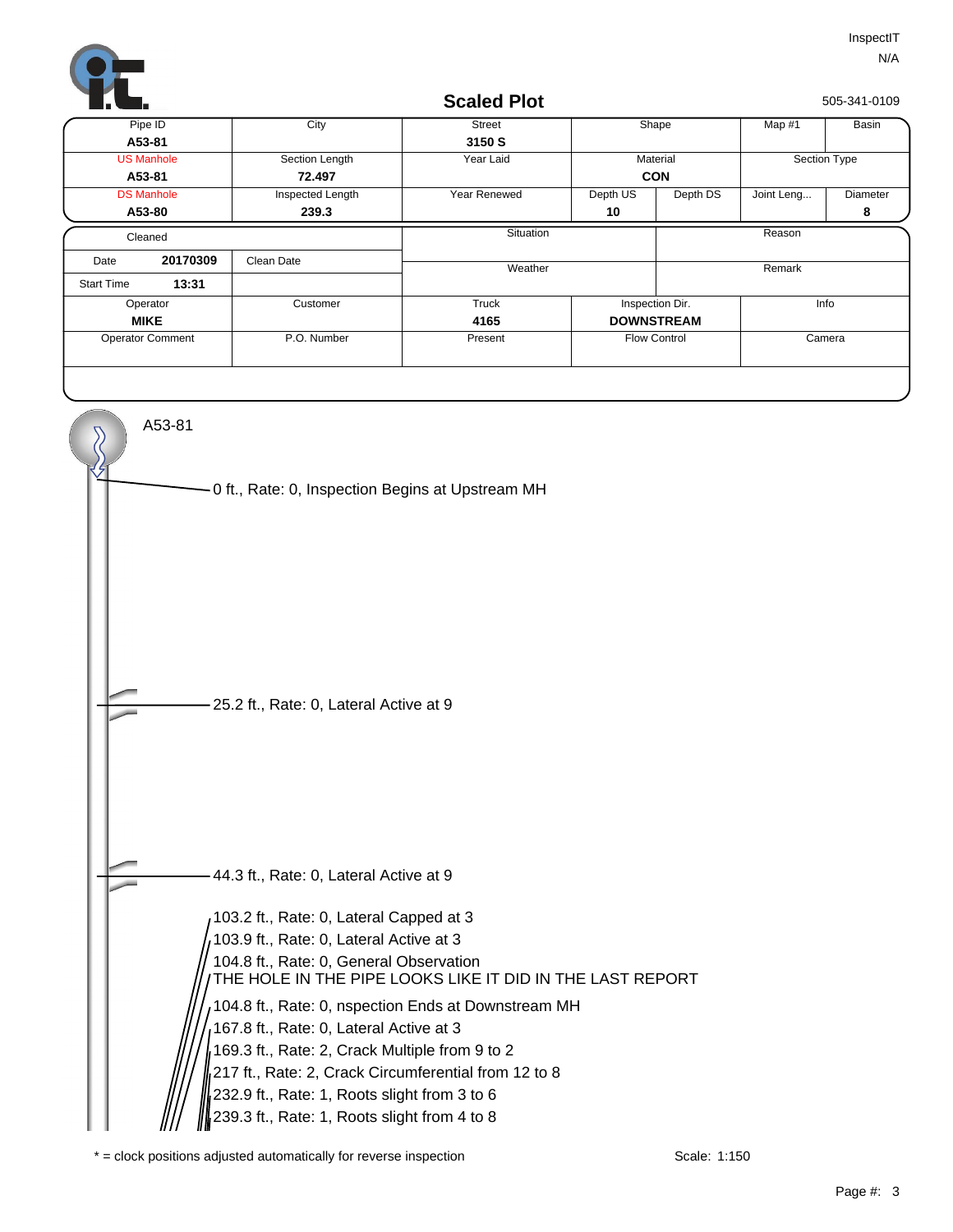InspectIT
N/A

# Scaled Plot

505-341-0109

| Pipe ID | City | Street | Shape | | Map #1 | Basin |
|---|---|---|---|---|---|---|
| A53-81 | | 3150 S | | | | |
| US Manhole | Section Length | Year Laid | Material | | Section Type | |
| A53-81 | 72.497 | | CON | | | |
| DS Manhole | Inspected Length | Year Renewed | Depth US | Depth DS | Joint Leng... | Diameter |
| A53-80 | 239.3 | | 10 | | | 8 |

| Cleaned | | Situation | Reason |
|---|---|---|---|
| Date 20170309 | Clean Date | Weather | Remark |
| Start Time 13:31 | | | |
| Operator | Customer | Truck | Inspection Dir. | Info |
| MIKE | | 4165 | DOWNSTREAM | |
| Operator Comment | P.O. Number | Present | Flow Control | Camera |

A53-81

- 0 ft., Rate: 0, Inspection Begins at Upstream MH
- 25.2 ft., Rate: 0, Lateral Active at 9
- 44.3 ft., Rate: 0, Lateral Active at 9
- 103.2 ft., Rate: 0, Lateral Capped at 3
- 103.9 ft., Rate: 0, Lateral Active at 3
- 104.8 ft., Rate: 0, General Observation
  THE HOLE IN THE PIPE LOOKS LIKE IT DID IN THE LAST REPORT
- 104.8 ft., Rate: 0, nspection Ends at Downstream MH
- 167.8 ft., Rate: 0, Lateral Active at 3
- 169.3 ft., Rate: 2, Crack Multiple from 9 to 2
- 217 ft., Rate: 2, Crack Circumferential from 12 to 8
- 232.9 ft., Rate: 1, Roots slight from 3 to 6
- 239.3 ft., Rate: 1, Roots slight from 4 to 8

* = clock positions adjusted automatically for reverse inspection

Scale: 1:150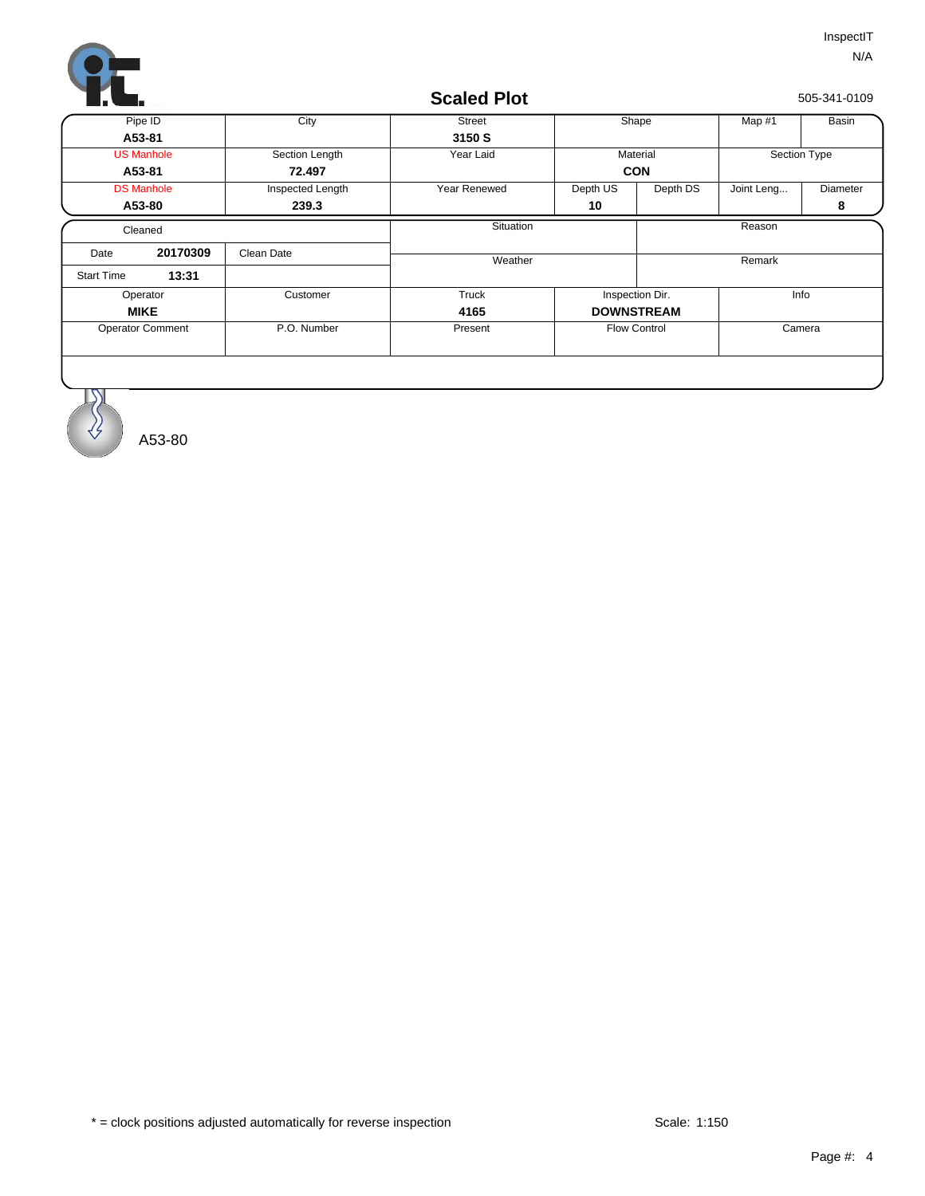InspectIT
N/A

## Scaled Plot

505-341-0109

| Pipe ID | City | Street | Shape | | Map #1 | Basin |
|---|---|---|---|---|---|---|
| **A53-81** | | **3150 S** | | | | |
| US Manhole | Section Length | Year Laid | Material | | Section Type | |
| **A53-81** | **72.497** | | **CON** | | | |
| DS Manhole | Inspected Length | Year Renewed | Depth US | Depth DS | Joint Leng... | Diameter |
| **A53-80** | **239.3** | | **10** | | | **8** |

| Cleaned | | Situation | | Reason |
|---|---|---|---|---|
| Date **20170309** | Clean Date | Weather | | Remark |
| Start Time **13:31** | | | | |
| Operator | Customer | Truck | Inspection Dir. | Info |
| **MIKE** | | **4165** | **DOWNSTREAM** | |
| Operator Comment | P.O. Number | Present | Flow Control | Camera |

A53-80

* = clock positions adjusted automatically for reverse inspection

Scale: 1:150